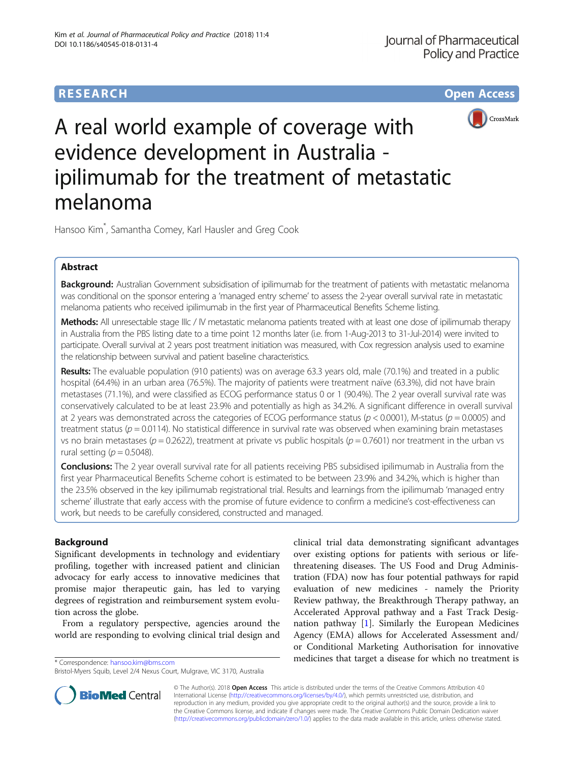RESEARCH | Open Access

# A real world example of coverage with evidence development in Australia - ipilimumab for the treatment of metastatic melanoma

Hansoo Kim*, Samantha Comey, Karl Hausler and Greg Cook

## Abstract

**Background:** Australian Government subsidisation of ipilimumab for the treatment of patients with metastatic melanoma was conditional on the sponsor entering a 'managed entry scheme' to assess the 2-year overall survival rate in metastatic melanoma patients who received ipilimumab in the first year of Pharmaceutical Benefits Scheme listing.

**Methods:** All unresectable stage IIIc / IV metastatic melanoma patients treated with at least one dose of ipilimumab therapy in Australia from the PBS listing date to a time point 12 months later (i.e. from 1-Aug-2013 to 31-Jul-2014) were invited to participate. Overall survival at 2 years post treatment initiation was measured, with Cox regression analysis used to examine the relationship between survival and patient baseline characteristics.

**Results:** The evaluable population (910 patients) was on average 63.3 years old, male (70.1%) and treated in a public hospital (64.4%) in an urban area (76.5%). The majority of patients were treatment naïve (63.3%), did not have brain metastases (71.1%), and were classified as ECOG performance status 0 or 1 (90.4%). The 2 year overall survival rate was conservatively calculated to be at least 23.9% and potentially as high as 34.2%. A significant difference in overall survival at 2 years was demonstrated across the categories of ECOG performance status ($p < 0.0001$), M-status ($p = 0.0005$) and treatment status ($p = 0.0114$). No statistical difference in survival rate was observed when examining brain metastases vs no brain metastases ($p = 0.2622$), treatment at private vs public hospitals ($p = 0.7601$) nor treatment in the urban vs rural setting ($p = 0.5048$).

**Conclusions:** The 2 year overall survival rate for all patients receiving PBS subsidised ipilimumab in Australia from the first year Pharmaceutical Benefits Scheme cohort is estimated to be between 23.9% and 34.2%, which is higher than the 23.5% observed in the key ipilimumab registrational trial. Results and learnings from the ipilimumab 'managed entry scheme' illustrate that early access with the promise of future evidence to confirm a medicine's cost-effectiveness can work, but needs to be carefully considered, constructed and managed.

## Background

Significant developments in technology and evidentiary profiling, together with increased patient and clinician advocacy for early access to innovative medicines that promise major therapeutic gain, has led to varying degrees of registration and reimbursement system evolution across the globe.

From a regulatory perspective, agencies around the world are responding to evolving clinical trial design and clinical trial data demonstrating significant advantages over existing options for patients with serious or life-threatening diseases. The US Food and Drug Administration (FDA) now has four potential pathways for rapid evaluation of new medicines - namely the Priority Review pathway, the Breakthrough Therapy pathway, an Accelerated Approval pathway and a Fast Track Designation pathway [1]. Similarly the European Medicines Agency (EMA) allows for Accelerated Assessment and/or Conditional Marketing Authorisation for innovative medicines that target a disease for which no treatment is

* Correspondence: hansoo.kim@bms.com
Bristol-Myers Squib, Level 2/4 Nexus Court, Mulgrave, VIC 3170, Australia

© The Author(s). 2018 **Open Access** This article is distributed under the terms of the Creative Commons Attribution 4.0 International License (http://creativecommons.org/licenses/by/4.0/), which permits unrestricted use, distribution, and reproduction in any medium, provided you give appropriate credit to the original author(s) and the source, provide a link to the Creative Commons license, and indicate if changes were made. The Creative Commons Public Domain Dedication waiver (http://creativecommons.org/publicdomain/zero/1.0/) applies to the data made available in this article, unless otherwise stated.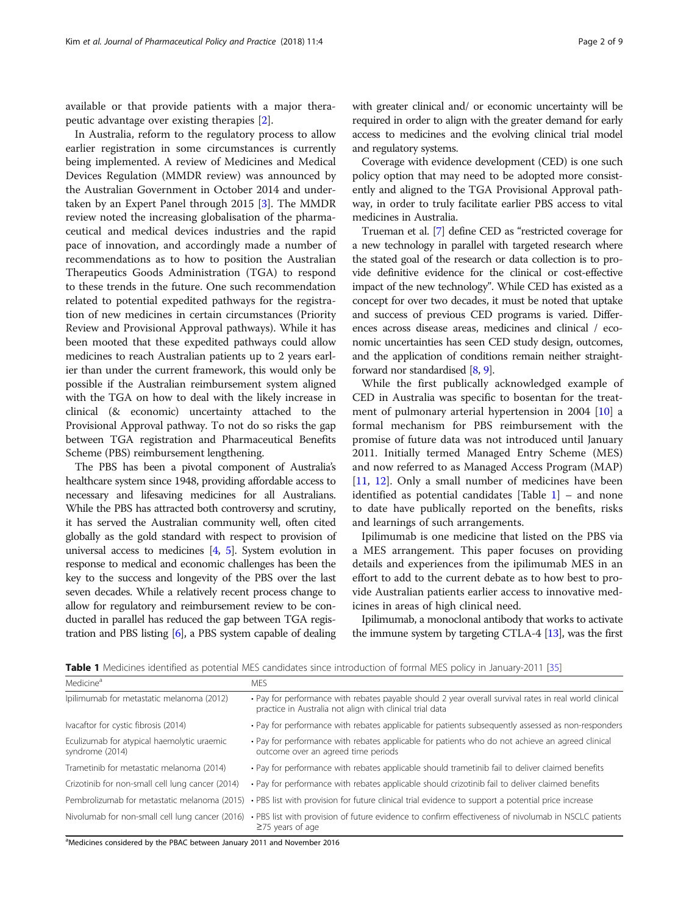available or that provide patients with a major therapeutic advantage over existing therapies [2].

In Australia, reform to the regulatory process to allow earlier registration in some circumstances is currently being implemented. A review of Medicines and Medical Devices Regulation (MMDR review) was announced by the Australian Government in October 2014 and undertaken by an Expert Panel through 2015 [3]. The MMDR review noted the increasing globalisation of the pharmaceutical and medical devices industries and the rapid pace of innovation, and accordingly made a number of recommendations as to how to position the Australian Therapeutics Goods Administration (TGA) to respond to these trends in the future. One such recommendation related to potential expedited pathways for the registration of new medicines in certain circumstances (Priority Review and Provisional Approval pathways). While it has been mooted that these expedited pathways could allow medicines to reach Australian patients up to 2 years earlier than under the current framework, this would only be possible if the Australian reimbursement system aligned with the TGA on how to deal with the likely increase in clinical (& economic) uncertainty attached to the Provisional Approval pathway. To not do so risks the gap between TGA registration and Pharmaceutical Benefits Scheme (PBS) reimbursement lengthening.

The PBS has been a pivotal component of Australia's healthcare system since 1948, providing affordable access to necessary and lifesaving medicines for all Australians. While the PBS has attracted both controversy and scrutiny, it has served the Australian community well, often cited globally as the gold standard with respect to provision of universal access to medicines [4, 5]. System evolution in response to medical and economic challenges has been the key to the success and longevity of the PBS over the last seven decades. While a relatively recent process change to allow for regulatory and reimbursement review to be conducted in parallel has reduced the gap between TGA registration and PBS listing [6], a PBS system capable of dealing with greater clinical and/ or economic uncertainty will be required in order to align with the greater demand for early access to medicines and the evolving clinical trial model and regulatory systems.

Coverage with evidence development (CED) is one such policy option that may need to be adopted more consistently and aligned to the TGA Provisional Approval pathway, in order to truly facilitate earlier PBS access to vital medicines in Australia.

Trueman et al. [7] define CED as "restricted coverage for a new technology in parallel with targeted research where the stated goal of the research or data collection is to provide definitive evidence for the clinical or cost-effective impact of the new technology". While CED has existed as a concept for over two decades, it must be noted that uptake and success of previous CED programs is varied. Differences across disease areas, medicines and clinical / economic uncertainties has seen CED study design, outcomes, and the application of conditions remain neither straightforward nor standardised [8, 9].

While the first publically acknowledged example of CED in Australia was specific to bosentan for the treatment of pulmonary arterial hypertension in 2004 [10] a formal mechanism for PBS reimbursement with the promise of future data was not introduced until January 2011. Initially termed Managed Entry Scheme (MES) and now referred to as Managed Access Program (MAP) [11, 12]. Only a small number of medicines have been identified as potential candidates [Table 1] – and none to date have publically reported on the benefits, risks and learnings of such arrangements.

Ipilimumab is one medicine that listed on the PBS via a MES arrangement. This paper focuses on providing details and experiences from the ipilimumab MES in an effort to add to the current debate as to how best to provide Australian patients earlier access to innovative medicines in areas of high clinical need.

Ipilimumab, a monoclonal antibody that works to activate the immune system by targeting CTLA-4 [13], was the first

**Table 1** Medicines identified as potential MES candidates since introduction of formal MES policy in January-2011 [35]

| Medicine[a] | MES |
|---|---|
| Ipilimumab for metastatic melanoma (2012) | • Pay for performance with rebates payable should 2 year overall survival rates in real world clinical practice in Australia not align with clinical trial data |
| Ivacaftor for cystic fibrosis (2014) | • Pay for performance with rebates applicable for patients subsequently assessed as non-responders |
| Eculizumab for atypical haemolytic uraemic syndrome (2014) | • Pay for performance with rebates applicable for patients who do not achieve an agreed clinical outcome over an agreed time periods |
| Trametinib for metastatic melanoma (2014) | • Pay for performance with rebates applicable should trametinib fail to deliver claimed benefits |
| Crizotinib for non-small cell lung cancer (2014) | • Pay for performance with rebates applicable should crizotinib fail to deliver claimed benefits |
| Pembrolizumab for metastatic melanoma (2015) | • PBS list with provision for future clinical trial evidence to support a potential price increase |
| Nivolumab for non-small cell lung cancer (2016) | • PBS list with provision of future evidence to confirm effectiveness of nivolumab in NSCLC patients ≥75 years of age |

[a]Medicines considered by the PBAC between January 2011 and November 2016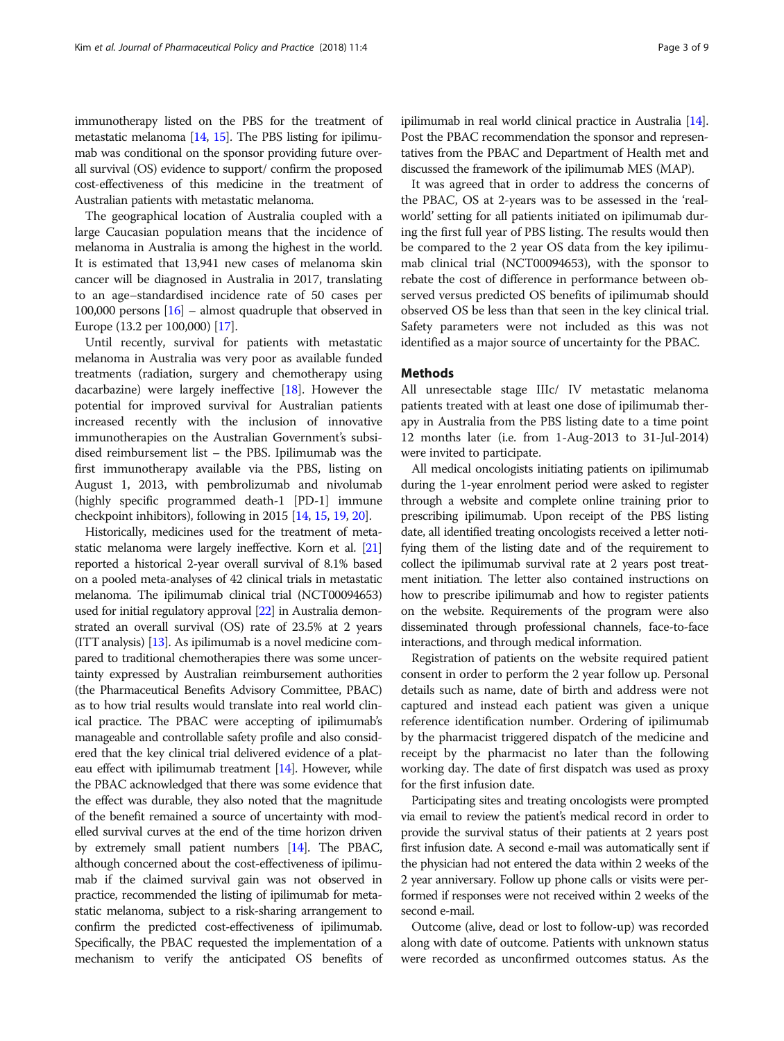immunotherapy listed on the PBS for the treatment of metastatic melanoma [14, 15]. The PBS listing for ipilimumab was conditional on the sponsor providing future overall survival (OS) evidence to support/ confirm the proposed cost-effectiveness of this medicine in the treatment of Australian patients with metastatic melanoma.

The geographical location of Australia coupled with a large Caucasian population means that the incidence of melanoma in Australia is among the highest in the world. It is estimated that 13,941 new cases of melanoma skin cancer will be diagnosed in Australia in 2017, translating to an age–standardised incidence rate of 50 cases per 100,000 persons [16] – almost quadruple that observed in Europe (13.2 per 100,000) [17].

Until recently, survival for patients with metastatic melanoma in Australia was very poor as available funded treatments (radiation, surgery and chemotherapy using dacarbazine) were largely ineffective [18]. However the potential for improved survival for Australian patients increased recently with the inclusion of innovative immunotherapies on the Australian Government's subsidised reimbursement list – the PBS. Ipilimumab was the first immunotherapy available via the PBS, listing on August 1, 2013, with pembrolizumab and nivolumab (highly specific programmed death-1 [PD-1] immune checkpoint inhibitors), following in 2015 [14, 15, 19, 20].

Historically, medicines used for the treatment of metastatic melanoma were largely ineffective. Korn et al. [21] reported a historical 2-year overall survival of 8.1% based on a pooled meta-analyses of 42 clinical trials in metastatic melanoma. The ipilimumab clinical trial (NCT00094653) used for initial regulatory approval [22] in Australia demonstrated an overall survival (OS) rate of 23.5% at 2 years (ITT analysis) [13]. As ipilimumab is a novel medicine compared to traditional chemotherapies there was some uncertainty expressed by Australian reimbursement authorities (the Pharmaceutical Benefits Advisory Committee, PBAC) as to how trial results would translate into real world clinical practice. The PBAC were accepting of ipilimumab's manageable and controllable safety profile and also considered that the key clinical trial delivered evidence of a plateau effect with ipilimumab treatment [14]. However, while the PBAC acknowledged that there was some evidence that the effect was durable, they also noted that the magnitude of the benefit remained a source of uncertainty with modelled survival curves at the end of the time horizon driven by extremely small patient numbers [14]. The PBAC, although concerned about the cost-effectiveness of ipilimumab if the claimed survival gain was not observed in practice, recommended the listing of ipilimumab for metastatic melanoma, subject to a risk-sharing arrangement to confirm the predicted cost-effectiveness of ipilimumab. Specifically, the PBAC requested the implementation of a mechanism to verify the anticipated OS benefits of ipilimumab in real world clinical practice in Australia [14]. Post the PBAC recommendation the sponsor and representatives from the PBAC and Department of Health met and discussed the framework of the ipilimumab MES (MAP).

It was agreed that in order to address the concerns of the PBAC, OS at 2-years was to be assessed in the 'real-world' setting for all patients initiated on ipilimumab during the first full year of PBS listing. The results would then be compared to the 2 year OS data from the key ipilimumab clinical trial (NCT00094653), with the sponsor to rebate the cost of difference in performance between observed versus predicted OS benefits of ipilimumab should observed OS be less than that seen in the key clinical trial. Safety parameters were not included as this was not identified as a major source of uncertainty for the PBAC.

## Methods

All unresectable stage IIIc/ IV metastatic melanoma patients treated with at least one dose of ipilimumab therapy in Australia from the PBS listing date to a time point 12 months later (i.e. from 1-Aug-2013 to 31-Jul-2014) were invited to participate.

All medical oncologists initiating patients on ipilimumab during the 1-year enrolment period were asked to register through a website and complete online training prior to prescribing ipilimumab. Upon receipt of the PBS listing date, all identified treating oncologists received a letter notifying them of the listing date and of the requirement to collect the ipilimumab survival rate at 2 years post treatment initiation. The letter also contained instructions on how to prescribe ipilimumab and how to register patients on the website. Requirements of the program were also disseminated through professional channels, face-to-face interactions, and through medical information.

Registration of patients on the website required patient consent in order to perform the 2 year follow up. Personal details such as name, date of birth and address were not captured and instead each patient was given a unique reference identification number. Ordering of ipilimumab by the pharmacist triggered dispatch of the medicine and receipt by the pharmacist no later than the following working day. The date of first dispatch was used as proxy for the first infusion date.

Participating sites and treating oncologists were prompted via email to review the patient's medical record in order to provide the survival status of their patients at 2 years post first infusion date. A second e-mail was automatically sent if the physician had not entered the data within 2 weeks of the 2 year anniversary. Follow up phone calls or visits were performed if responses were not received within 2 weeks of the second e-mail.

Outcome (alive, dead or lost to follow-up) was recorded along with date of outcome. Patients with unknown status were recorded as unconfirmed outcomes status. As the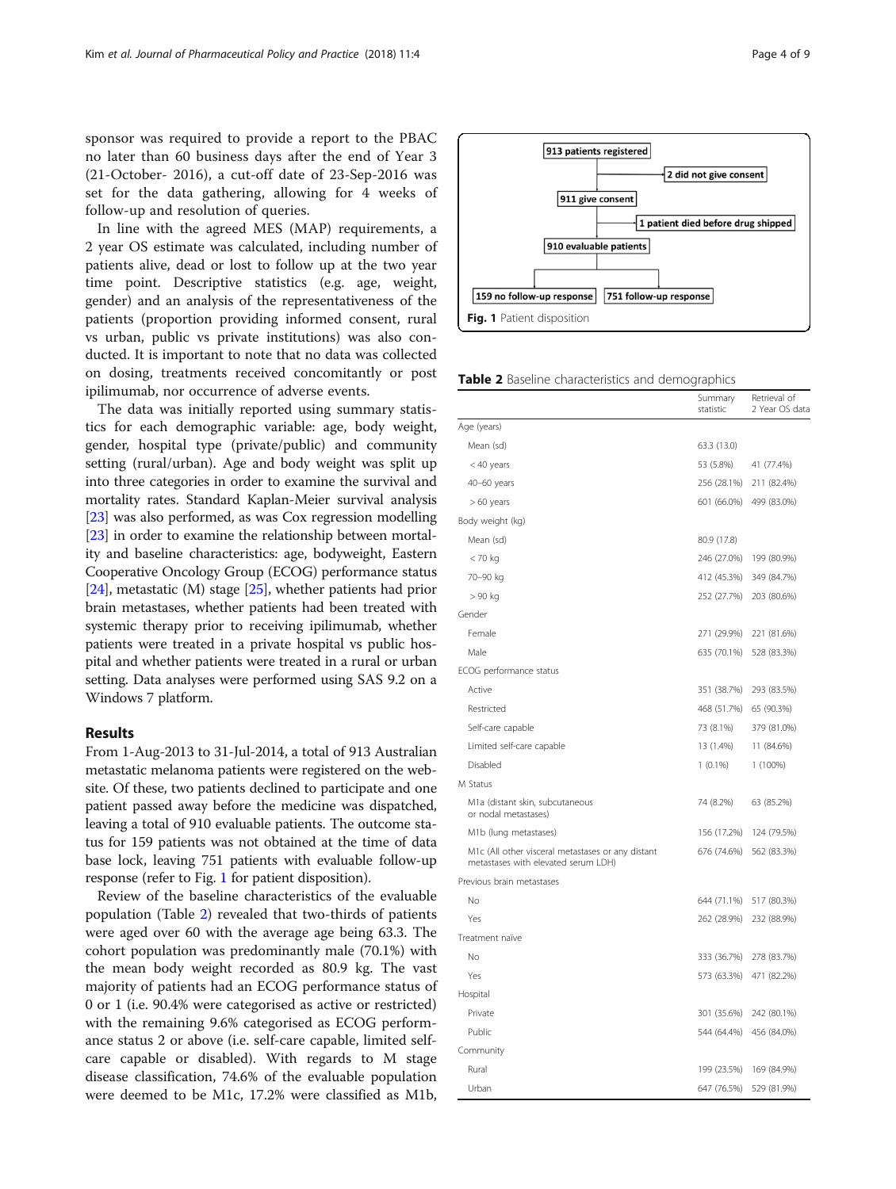sponsor was required to provide a report to the PBAC no later than 60 business days after the end of Year 3 (21-October- 2016), a cut-off date of 23-Sep-2016 was set for the data gathering, allowing for 4 weeks of follow-up and resolution of queries.

In line with the agreed MES (MAP) requirements, a 2 year OS estimate was calculated, including number of patients alive, dead or lost to follow up at the two year time point. Descriptive statistics (e.g. age, weight, gender) and an analysis of the representativeness of the patients (proportion providing informed consent, rural vs urban, public vs private institutions) was also conducted. It is important to note that no data was collected on dosing, treatments received concomitantly or post ipilimumab, nor occurrence of adverse events.

The data was initially reported using summary statistics for each demographic variable: age, body weight, gender, hospital type (private/public) and community setting (rural/urban). Age and body weight was split up into three categories in order to examine the survival and mortality rates. Standard Kaplan-Meier survival analysis [23] was also performed, as was Cox regression modelling [23] in order to examine the relationship between mortality and baseline characteristics: age, bodyweight, Eastern Cooperative Oncology Group (ECOG) performance status [24], metastatic (M) stage [25], whether patients had prior brain metastases, whether patients had been treated with systemic therapy prior to receiving ipilimumab, whether patients were treated in a private hospital vs public hospital and whether patients were treated in a rural or urban setting. Data analyses were performed using SAS 9.2 on a Windows 7 platform.

## Results

From 1-Aug-2013 to 31-Jul-2014, a total of 913 Australian metastatic melanoma patients were registered on the website. Of these, two patients declined to participate and one patient passed away before the medicine was dispatched, leaving a total of 910 evaluable patients. The outcome status for 159 patients was not obtained at the time of data base lock, leaving 751 patients with evaluable follow-up response (refer to Fig. 1 for patient disposition).

Review of the baseline characteristics of the evaluable population (Table 2) revealed that two-thirds of patients were aged over 60 with the average age being 63.3. The cohort population was predominantly male (70.1%) with the mean body weight recorded as 80.9 kg. The vast majority of patients had an ECOG performance status of 0 or 1 (i.e. 90.4% were categorised as active or restricted) with the remaining 9.6% categorised as ECOG performance status 2 or above (i.e. self-care capable, limited self-care capable or disabled). With regards to M stage disease classification, 74.6% of the evaluable population were deemed to be M1c, 17.2% were classified as M1b,

913 patients registered → 2 did not give consent → 911 give consent → 1 patient died before drug shipped → 910 evaluable patients → 159 no follow-up response; 751 follow-up response

**Fig. 1** Patient disposition

**Table 2** Baseline characteristics and demographics

| | Summary statistic | Retrieval of 2 Year OS data |
|---|---|---|
| Age (years) | | |
| Mean (sd) | 63.3 (13.0) | |
| < 40 years | 53 (5.8%) | 41 (77.4%) |
| 40–60 years | 256 (28.1%) | 211 (82.4%) |
| > 60 years | 601 (66.0%) | 499 (83.0%) |
| Body weight (kg) | | |
| Mean (sd) | 80.9 (17.8) | |
| < 70 kg | 246 (27.0%) | 199 (80.9%) |
| 70–90 kg | 412 (45.3%) | 349 (84.7%) |
| > 90 kg | 252 (27.7%) | 203 (80.6%) |
| Gender | | |
| Female | 271 (29.9%) | 221 (81.6%) |
| Male | 635 (70.1%) | 528 (83.3%) |
| ECOG performance status | | |
| Active | 351 (38.7%) | 293 (83.5%) |
| Restricted | 468 (51.7%) | 65 (90.3%) |
| Self-care capable | 73 (8.1%) | 379 (81.0%) |
| Limited self-care capable | 13 (1.4%) | 11 (84.6%) |
| Disabled | 1 (0.1%) | 1 (100%) |
| M Status | | |
| M1a (distant skin, subcutaneous or nodal metastases) | 74 (8.2%) | 63 (85.2%) |
| M1b (lung metastases) | 156 (17.2%) | 124 (79.5%) |
| M1c (All other visceral metastases or any distant metastases with elevated serum LDH) | 676 (74.6%) | 562 (83.3%) |
| Previous brain metastases | | |
| No | 644 (71.1%) | 517 (80.3%) |
| Yes | 262 (28.9%) | 232 (88.9%) |
| Treatment naïve | | |
| No | 333 (36.7%) | 278 (83.7%) |
| Yes | 573 (63.3%) | 471 (82.2%) |
| Hospital | | |
| Private | 301 (35.6%) | 242 (80.1%) |
| Public | 544 (64.4%) | 456 (84.0%) |
| Community | | |
| Rural | 199 (23.5%) | 169 (84.9%) |
| Urban | 647 (76.5%) | 529 (81.9%) |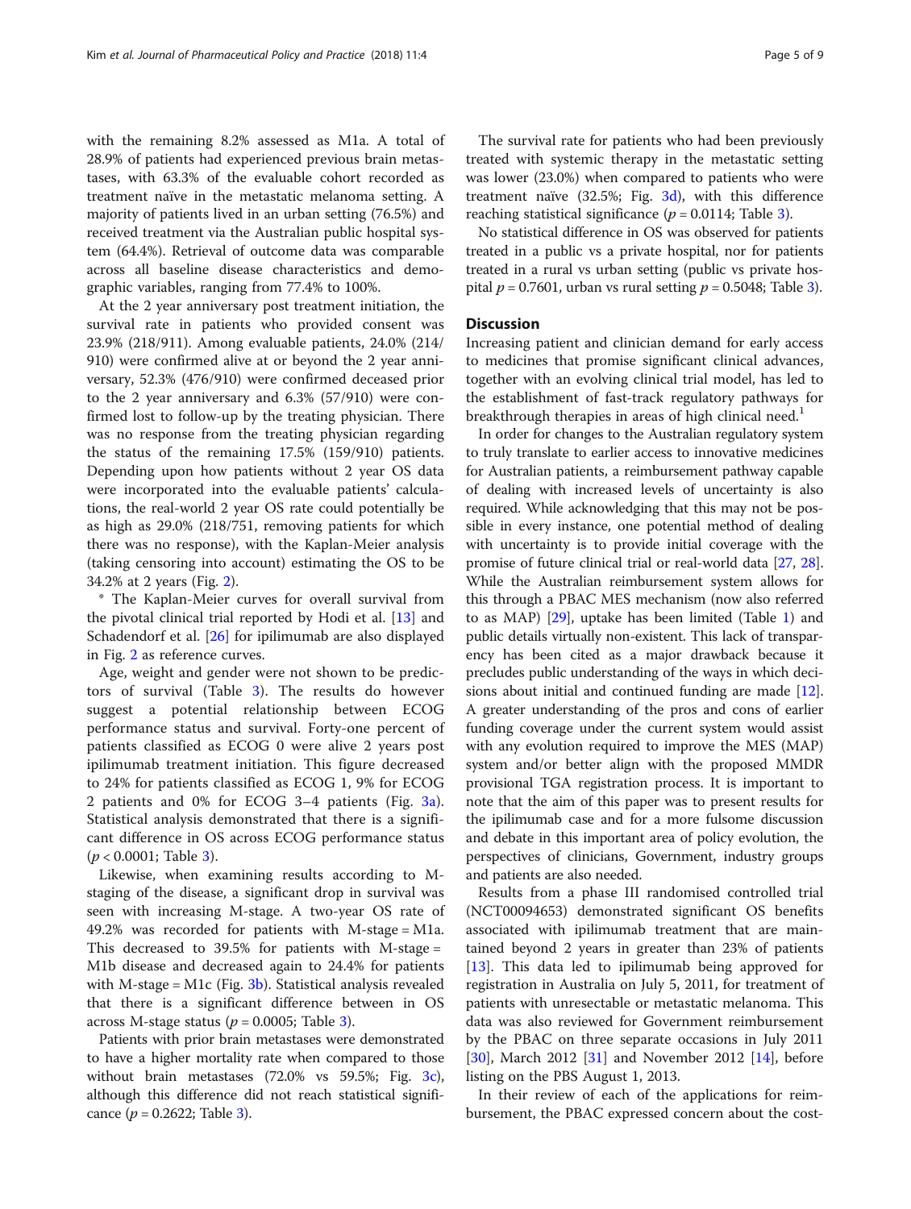with the remaining 8.2% assessed as M1a. A total of 28.9% of patients had experienced previous brain metastases, with 63.3% of the evaluable cohort recorded as treatment naïve in the metastatic melanoma setting. A majority of patients lived in an urban setting (76.5%) and received treatment via the Australian public hospital system (64.4%). Retrieval of outcome data was comparable across all baseline disease characteristics and demographic variables, ranging from 77.4% to 100%.

At the 2 year anniversary post treatment initiation, the survival rate in patients who provided consent was 23.9% (218/911). Among evaluable patients, 24.0% (214/910) were confirmed alive at or beyond the 2 year anniversary, 52.3% (476/910) were confirmed deceased prior to the 2 year anniversary and 6.3% (57/910) were confirmed lost to follow-up by the treating physician. There was no response from the treating physician regarding the status of the remaining 17.5% (159/910) patients. Depending upon how patients without 2 year OS data were incorporated into the evaluable patients' calculations, the real-world 2 year OS rate could potentially be as high as 29.0% (218/751, removing patients for which there was no response), with the Kaplan-Meier analysis (taking censoring into account) estimating the OS to be 34.2% at 2 years (Fig. 2).

* The Kaplan-Meier curves for overall survival from the pivotal clinical trial reported by Hodi et al. [13] and Schadendorf et al. [26] for ipilimumab are also displayed in Fig. 2 as reference curves.

Age, weight and gender were not shown to be predictors of survival (Table 3). The results do however suggest a potential relationship between ECOG performance status and survival. Forty-one percent of patients classified as ECOG 0 were alive 2 years post ipilimumab treatment initiation. This figure decreased to 24% for patients classified as ECOG 1, 9% for ECOG 2 patients and 0% for ECOG 3–4 patients (Fig. 3a). Statistical analysis demonstrated that there is a significant difference in OS across ECOG performance status ($p < 0.0001$; Table 3).

Likewise, when examining results according to M-staging of the disease, a significant drop in survival was seen with increasing M-stage. A two-year OS rate of 49.2% was recorded for patients with M-stage = M1a. This decreased to 39.5% for patients with M-stage = M1b disease and decreased again to 24.4% for patients with M-stage = M1c (Fig. 3b). Statistical analysis revealed that there is a significant difference between in OS across M-stage status ($p = 0.0005$; Table 3).

Patients with prior brain metastases were demonstrated to have a higher mortality rate when compared to those without brain metastases (72.0% vs 59.5%; Fig. 3c), although this difference did not reach statistical significance ($p = 0.2622$; Table 3).

The survival rate for patients who had been previously treated with systemic therapy in the metastatic setting was lower (23.0%) when compared to patients who were treatment naïve (32.5%; Fig. 3d), with this difference reaching statistical significance ($p = 0.0114$; Table 3).

No statistical difference in OS was observed for patients treated in a public vs a private hospital, nor for patients treated in a rural vs urban setting (public vs private hospital $p = 0.7601$, urban vs rural setting $p = 0.5048$; Table 3).

## Discussion

Increasing patient and clinician demand for early access to medicines that promise significant clinical advances, together with an evolving clinical trial model, has led to the establishment of fast-track regulatory pathways for breakthrough therapies in areas of high clinical need.[1]

In order for changes to the Australian regulatory system to truly translate to earlier access to innovative medicines for Australian patients, a reimbursement pathway capable of dealing with increased levels of uncertainty is also required. While acknowledging that this may not be possible in every instance, one potential method of dealing with uncertainty is to provide initial coverage with the promise of future clinical trial or real-world data [27, 28]. While the Australian reimbursement system allows for this through a PBAC MES mechanism (now also referred to as MAP) [29], uptake has been limited (Table 1) and public details virtually non-existent. This lack of transparency has been cited as a major drawback because it precludes public understanding of the ways in which decisions about initial and continued funding are made [12]. A greater understanding of the pros and cons of earlier funding coverage under the current system would assist with any evolution required to improve the MES (MAP) system and/or better align with the proposed MMDR provisional TGA registration process. It is important to note that the aim of this paper was to present results for the ipilimumab case and for a more fulsome discussion and debate in this important area of policy evolution, the perspectives of clinicians, Government, industry groups and patients are also needed.

Results from a phase III randomised controlled trial (NCT00094653) demonstrated significant OS benefits associated with ipilimumab treatment that are maintained beyond 2 years in greater than 23% of patients [13]. This data led to ipilimumab being approved for registration in Australia on July 5, 2011, for treatment of patients with unresectable or metastatic melanoma. This data was also reviewed for Government reimbursement by the PBAC on three separate occasions in July 2011 [30], March 2012 [31] and November 2012 [14], before listing on the PBS August 1, 2013.

In their review of each of the applications for reimbursement, the PBAC expressed concern about the cost-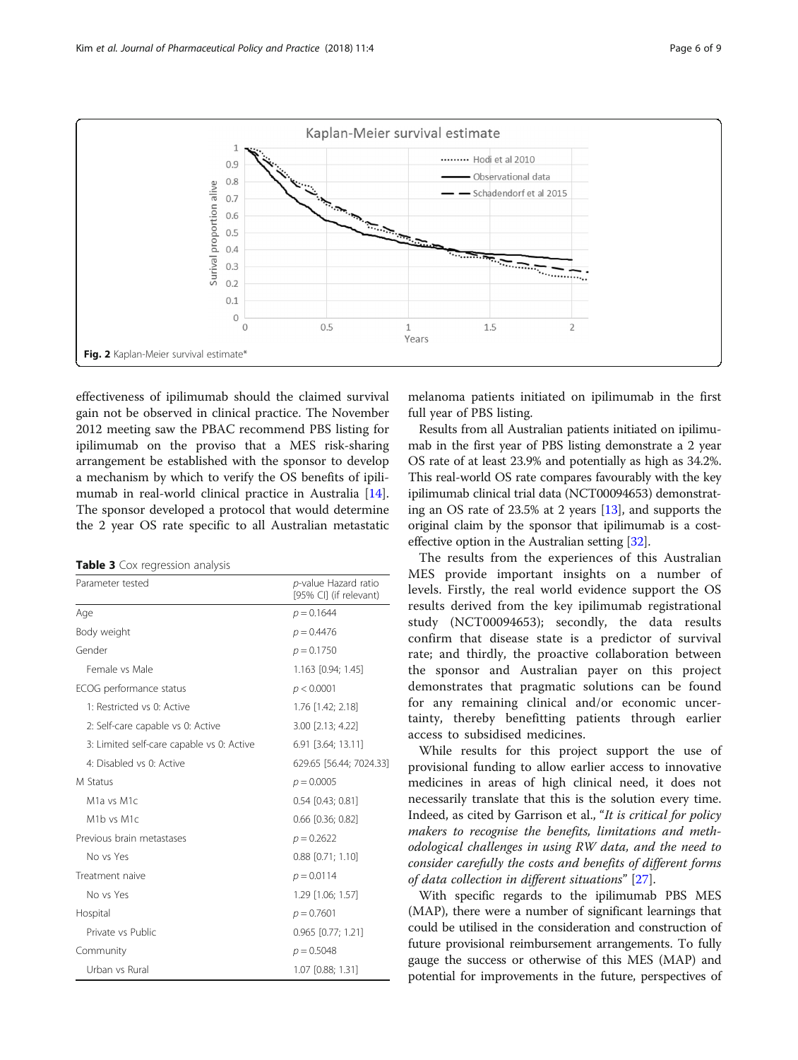Fig. 2 Kaplan-Meier survival estimate*

effectiveness of ipilimumab should the claimed survival gain not be observed in clinical practice. The November 2012 meeting saw the PBAC recommend PBS listing for ipilimumab on the proviso that a MES risk-sharing arrangement be established with the sponsor to develop a mechanism by which to verify the OS benefits of ipilimumab in real-world clinical practice in Australia [14]. The sponsor developed a protocol that would determine the 2 year OS rate specific to all Australian metastatic melanoma patients initiated on ipilimumab in the first full year of PBS listing.

**Table 3** Cox regression analysis

| Parameter tested | p-value Hazard ratio [95% CI] (if relevant) |
|---|---|
| Age | $p = 0.1644$ |
| Body weight | $p = 0.4476$ |
| Gender | $p = 0.1750$ |
| Female vs Male | 1.163 [0.94; 1.45] |
| ECOG performance status | $p < 0.0001$ |
| 1: Restricted vs 0: Active | 1.76 [1.42; 2.18] |
| 2: Self-care capable vs 0: Active | 3.00 [2.13; 4.22] |
| 3: Limited self-care capable vs 0: Active | 6.91 [3.64; 13.11] |
| 4: Disabled vs 0: Active | 629.65 [56.44; 7024.33] |
| M Status | $p = 0.0005$ |
| M1a vs M1c | 0.54 [0.43; 0.81] |
| M1b vs M1c | 0.66 [0.36; 0.82] |
| Previous brain metastases | $p = 0.2622$ |
| No vs Yes | 0.88 [0.71; 1.10] |
| Treatment naive | $p = 0.0114$ |
| No vs Yes | 1.29 [1.06; 1.57] |
| Hospital | $p = 0.7601$ |
| Private vs Public | 0.965 [0.77; 1.21] |
| Community | $p = 0.5048$ |
| Urban vs Rural | 1.07 [0.88; 1.31] |

Results from all Australian patients initiated on ipilimumab in the first year of PBS listing demonstrate a 2 year OS rate of at least 23.9% and potentially as high as 34.2%. This real-world OS rate compares favourably with the key ipilimumab clinical trial data (NCT00094653) demonstrating an OS rate of 23.5% at 2 years [13], and supports the original claim by the sponsor that ipilimumab is a cost-effective option in the Australian setting [32].

The results from the experiences of this Australian MES provide important insights on a number of levels. Firstly, the real world evidence support the OS results derived from the key ipilimumab registrational study (NCT00094653); secondly, the data results confirm that disease state is a predictor of survival rate; and thirdly, the proactive collaboration between the sponsor and Australian payer on this project demonstrates that pragmatic solutions can be found for any remaining clinical and/or economic uncertainty, thereby benefitting patients through earlier access to subsidised medicines.

While results for this project support the use of provisional funding to allow earlier access to innovative medicines in areas of high clinical need, it does not necessarily translate that this is the solution every time. Indeed, as cited by Garrison et al., "*It is critical for policy makers to recognise the benefits, limitations and methodological challenges in using RW data, and the need to consider carefully the costs and benefits of different forms of data collection in different situations*" [27].

With specific regards to the ipilimumab PBS MES (MAP), there were a number of significant learnings that could be utilised in the consideration and construction of future provisional reimbursement arrangements. To fully gauge the success or otherwise of this MES (MAP) and potential for improvements in the future, perspectives of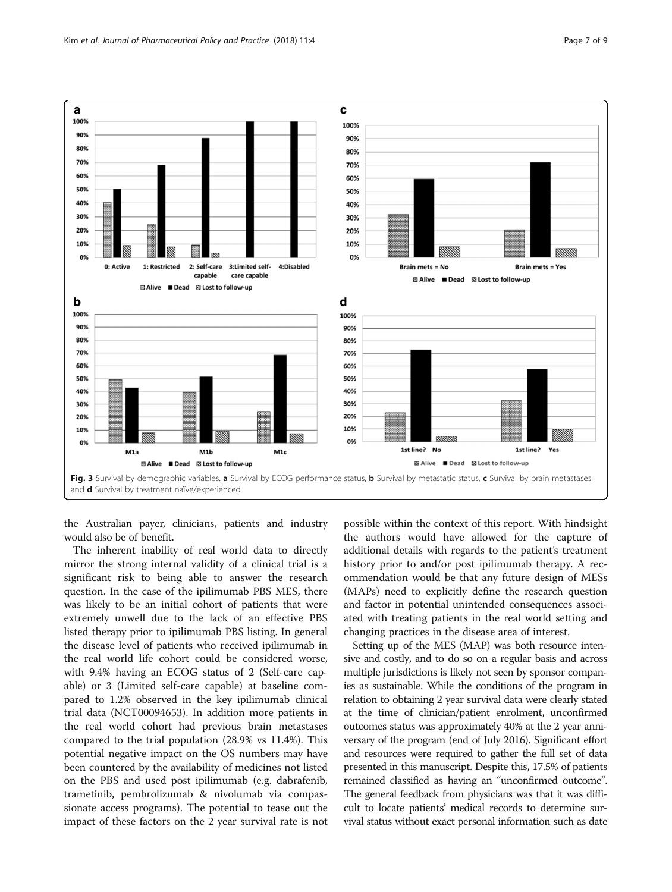Fig. 3 Survival by demographic variables. **a** Survival by ECOG performance status, **b** Survival by metastatic status, **c** Survival by brain metastases and **d** Survival by treatment naïve/experienced

the Australian payer, clinicians, patients and industry would also be of benefit.

The inherent inability of real world data to directly mirror the strong internal validity of a clinical trial is a significant risk to being able to answer the research question. In the case of the ipilimumab PBS MES, there was likely to be an initial cohort of patients that were extremely unwell due to the lack of an effective PBS listed therapy prior to ipilimumab PBS listing. In general the disease level of patients who received ipilimumab in the real world life cohort could be considered worse, with 9.4% having an ECOG status of 2 (Self-care capable) or 3 (Limited self-care capable) at baseline compared to 1.2% observed in the key ipilimumab clinical trial data (NCT00094653). In addition more patients in the real world cohort had previous brain metastases compared to the trial population (28.9% vs 11.4%). This potential negative impact on the OS numbers may have been countered by the availability of medicines not listed on the PBS and used post ipilimumab (e.g. dabrafenib, trametinib, pembrolizumab & nivolumab via compassionate access programs). The potential to tease out the impact of these factors on the 2 year survival rate is not possible within the context of this report. With hindsight the authors would have allowed for the capture of additional details with regards to the patient's treatment history prior to and/or post ipilimumab therapy. A recommendation would be that any future design of MESs (MAPs) need to explicitly define the research question and factor in potential unintended consequences associated with treating patients in the real world setting and changing practices in the disease area of interest.

Setting up of the MES (MAP) was both resource intensive and costly, and to do so on a regular basis and across multiple jurisdictions is likely not seen by sponsor companies as sustainable. While the conditions of the program in relation to obtaining 2 year survival data were clearly stated at the time of clinician/patient enrolment, unconfirmed outcomes status was approximately 40% at the 2 year anniversary of the program (end of July 2016). Significant effort and resources were required to gather the full set of data presented in this manuscript. Despite this, 17.5% of patients remained classified as having an "unconfirmed outcome". The general feedback from physicians was that it was difficult to locate patients' medical records to determine survival status without exact personal information such as date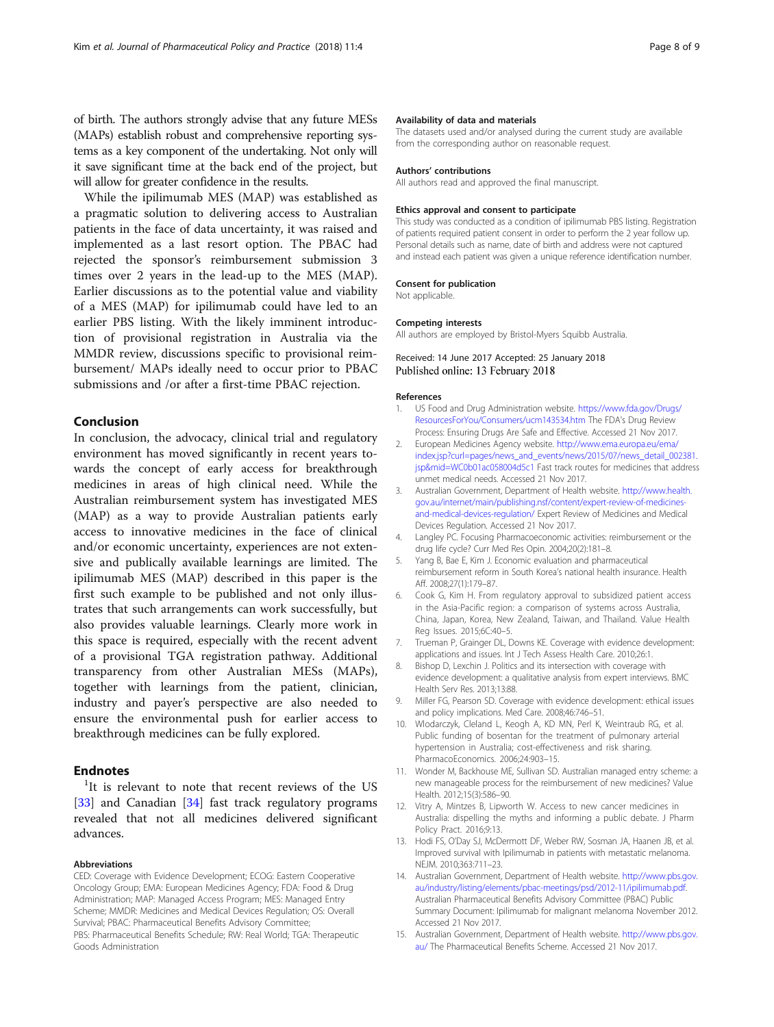of birth. The authors strongly advise that any future MESs (MAPs) establish robust and comprehensive reporting systems as a key component of the undertaking. Not only will it save significant time at the back end of the project, but will allow for greater confidence in the results.

While the ipilimumab MES (MAP) was established as a pragmatic solution to delivering access to Australian patients in the face of data uncertainty, it was raised and implemented as a last resort option. The PBAC had rejected the sponsor's reimbursement submission 3 times over 2 years in the lead-up to the MES (MAP). Earlier discussions as to the potential value and viability of a MES (MAP) for ipilimumab could have led to an earlier PBS listing. With the likely imminent introduction of provisional registration in Australia via the MMDR review, discussions specific to provisional reimbursement/ MAPs ideally need to occur prior to PBAC submissions and /or after a first-time PBAC rejection.

## Conclusion

In conclusion, the advocacy, clinical trial and regulatory environment has moved significantly in recent years towards the concept of early access for breakthrough medicines in areas of high clinical need. While the Australian reimbursement system has investigated MES (MAP) as a way to provide Australian patients early access to innovative medicines in the face of clinical and/or economic uncertainty, experiences are not extensive and publically available learnings are limited. The ipilimumab MES (MAP) described in this paper is the first such example to be published and not only illustrates that such arrangements can work successfully, but also provides valuable learnings. Clearly more work in this space is required, especially with the recent advent of a provisional TGA registration pathway. Additional transparency from other Australian MESs (MAPs), together with learnings from the patient, clinician, industry and payer's perspective are also needed to ensure the environmental push for earlier access to breakthrough medicines can be fully explored.

## Endnotes

[1]It is relevant to note that recent reviews of the US [33] and Canadian [34] fast track regulatory programs revealed that not all medicines delivered significant advances.

#### Abbreviations

CED: Coverage with Evidence Development; ECOG: Eastern Cooperative Oncology Group; EMA: European Medicines Agency; FDA: Food & Drug Administration; MAP: Managed Access Program; MES: Managed Entry Scheme; MMDR: Medicines and Medical Devices Regulation; OS: Overall Survival; PBAC: Pharmaceutical Benefits Advisory Committee; PBS: Pharmaceutical Benefits Schedule; RW: Real World; TGA: Therapeutic Goods Administration

#### Availability of data and materials

The datasets used and/or analysed during the current study are available from the corresponding author on reasonable request.

#### Authors' contributions

All authors read and approved the final manuscript.

#### Ethics approval and consent to participate

This study was conducted as a condition of ipilimumab PBS listing. Registration of patients required patient consent in order to perform the 2 year follow up. Personal details such as name, date of birth and address were not captured and instead each patient was given a unique reference identification number.

#### Consent for publication

Not applicable.

#### Competing interests

All authors are employed by Bristol-Myers Squibb Australia.

Received: 14 June 2017 Accepted: 25 January 2018
Published online: 13 February 2018

#### References

1. US Food and Drug Administration website. https://www.fda.gov/Drugs/ResourcesForYou/Consumers/ucm143534.htm The FDA's Drug Review Process: Ensuring Drugs Are Safe and Effective. Accessed 21 Nov 2017.
2. European Medicines Agency website. http://www.ema.europa.eu/ema/index.jsp?curl=pages/news_and_events/news/2015/07/news_detail_002381.jsp&mid=WC0b01ac058004d5c1 Fast track routes for medicines that address unmet medical needs. Accessed 21 Nov 2017.
3. Australian Government, Department of Health website. http://www.health.gov.au/internet/main/publishing.nsf/content/expert-review-of-medicines-and-medical-devices-regulation/ Expert Review of Medicines and Medical Devices Regulation. Accessed 21 Nov 2017.
4. Langley PC. Focusing Pharmacoeconomic activities: reimbursement or the drug life cycle? Curr Med Res Opin. 2004;20(2):181–8.
5. Yang B, Bae E, Kim J. Economic evaluation and pharmaceutical reimbursement reform in South Korea's national health insurance. Health Aff. 2008;27(1):179–87.
6. Cook G, Kim H. From regulatory approval to subsidized patient access in the Asia-Pacific region: a comparison of systems across Australia, China, Japan, Korea, New Zealand, Taiwan, and Thailand. Value Health Reg Issues. 2015;6C:40–5.
7. Trueman P, Grainger DL, Downs KE. Coverage with evidence development: applications and issues. Int J Tech Assess Health Care. 2010;26:1.
8. Bishop D, Lexchin J. Politics and its intersection with coverage with evidence development: a qualitative analysis from expert interviews. BMC Health Serv Res. 2013;13:88.
9. Miller FG, Pearson SD. Coverage with evidence development: ethical issues and policy implications. Med Care. 2008;46:746–51.
10. Wlodarczyk, Cleland L, Keogh A, KD MN, Perl K, Weintraub RG, et al. Public funding of bosentan for the treatment of pulmonary arterial hypertension in Australia; cost-effectiveness and risk sharing. PharmacoEconomics. 2006;24:903–15.
11. Wonder M, Backhouse ME, Sullivan SD. Australian managed entry scheme: a new manageable process for the reimbursement of new medicines? Value Health. 2012;15(3):586–90.
12. Vitry A, Mintzes B, Lipworth W. Access to new cancer medicines in Australia: dispelling the myths and informing a public debate. J Pharm Policy Pract. 2016;9:13.
13. Hodi FS, O'Day SJ, McDermott DF, Weber RW, Sosman JA, Haanen JB, et al. Improved survival with Ipilimumab in patients with metastatic melanoma. NEJM. 2010;363:711–23.
14. Australian Government, Department of Health website. http://www.pbs.gov.au/industry/listing/elements/pbac-meetings/psd/2012-11/ipilimumab.pdf. Australian Pharmaceutical Benefits Advisory Committee (PBAC) Public Summary Document: Ipilimumab for malignant melanoma November 2012. Accessed 21 Nov 2017.
15. Australian Government, Department of Health website. http://www.pbs.gov.au/ The Pharmaceutical Benefits Scheme. Accessed 21 Nov 2017.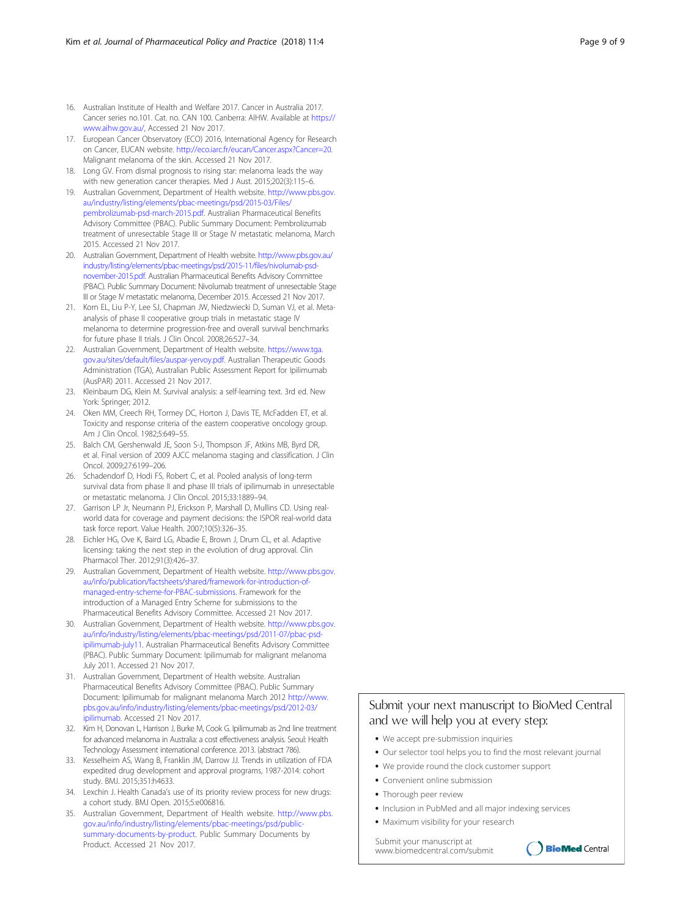16. Australian Institute of Health and Welfare 2017. Cancer in Australia 2017. Cancer series no.101. Cat. no. CAN 100. Canberra: AIHW. Available at https://www.aihw.gov.au/, Accessed 21 Nov 2017.
17. European Cancer Observatory (ECO) 2016, International Agency for Research on Cancer, EUCAN website. http://eco.iarc.fr/eucan/Cancer.aspx?Cancer=20. Malignant melanoma of the skin. Accessed 21 Nov 2017.
18. Long GV. From dismal prognosis to rising star: melanoma leads the way with new generation cancer therapies. Med J Aust. 2015;202(3):115–6.
19. Australian Government, Department of Health website. http://www.pbs.gov.au/industry/listing/elements/pbac-meetings/psd/2015-03/Files/pembrolizumab-psd-march-2015.pdf. Australian Pharmaceutical Benefits Advisory Committee (PBAC). Public Summary Document: Pembrolizumab treatment of unresectable Stage III or Stage IV metastatic melanoma, March 2015. Accessed 21 Nov 2017.
20. Australian Government, Department of Health website. http://www.pbs.gov.au/industry/listing/elements/pbac-meetings/psd/2015-11/files/nivolumab-psd-november-2015.pdf. Australian Pharmaceutical Benefits Advisory Committee (PBAC). Public Summary Document: Nivolumab treatment of unresectable Stage III or Stage IV metastatic melanoma, December 2015. Accessed 21 Nov 2017.
21. Korn EL, Liu P-Y, Lee SJ, Chapman JW, Niedzwiecki D, Suman VJ, et al. Meta-analysis of phase II cooperative group trials in metastatic stage IV melanoma to determine progression-free and overall survival benchmarks for future phase II trials. J Clin Oncol. 2008;26:527–34.
22. Australian Government, Department of Health website. https://www.tga.gov.au/sites/default/files/auspar-yervoy.pdf. Australian Therapeutic Goods Administration (TGA), Australian Public Assessment Report for Ipilimumab (AusPAR) 2011. Accessed 21 Nov 2017.
23. Kleinbaum DG, Klein M. Survival analysis: a self-learning text. 3rd ed. New York: Springer; 2012.
24. Oken MM, Creech RH, Tormey DC, Horton J, Davis TE, McFadden ET, et al. Toxicity and response criteria of the eastern cooperative oncology group. Am J Clin Oncol. 1982;5:649–55.
25. Balch CM, Gershenwald JE, Soon S-J, Thompson JF, Atkins MB, Byrd DR, et al. Final version of 2009 AJCC melanoma staging and classification. J Clin Oncol. 2009;27:6199–206.
26. Schadendorf D, Hodi FS, Robert C, et al. Pooled analysis of long-term survival data from phase II and phase III trials of ipilimumab in unresectable or metastatic melanoma. J Clin Oncol. 2015;33:1889–94.
27. Garrison LP Jr, Neumann PJ, Erickson P, Marshall D, Mullins CD. Using real-world data for coverage and payment decisions: the ISPOR real-world data task force report. Value Health. 2007;10(5):326–35.
28. Eichler HG, Ove K, Baird LG, Abadie E, Brown J, Drum CL, et al. Adaptive licensing: taking the next step in the evolution of drug approval. Clin Pharmacol Ther. 2012;91(3):426–37.
29. Australian Government, Department of Health website. http://www.pbs.gov.au/info/publication/factsheets/shared/framework-for-introduction-of-managed-entry-scheme-for-PBAC-submissions. Framework for the introduction of a Managed Entry Scheme for submissions to the Pharmaceutical Benefits Advisory Committee. Accessed 21 Nov 2017.
30. Australian Government, Department of Health website. http://www.pbs.gov.au/info/industry/listing/elements/pbac-meetings/psd/2011-07/pbac-psd-ipilimumab-july11. Australian Pharmaceutical Benefits Advisory Committee (PBAC). Public Summary Document: Ipilimumab for malignant melanoma July 2011. Accessed 21 Nov 2017.
31. Australian Government, Department of Health website. Australian Pharmaceutical Benefits Advisory Committee (PBAC). Public Summary Document: Ipilimumab for malignant melanoma March 2012 http://www.pbs.gov.au/info/industry/listing/elements/pbac-meetings/psd/2012-03/ipilimumab. Accessed 21 Nov 2017.
32. Kim H, Donovan L, Harrison J, Burke M, Cook G. Ipilimumab as 2nd line treatment for advanced melanoma in Australia: a cost effectiveness analysis. Seoul: Health Technology Assessment international conference. 2013. (abstract 786).
33. Kesselheim AS, Wang B, Franklin JM, Darrow JJ. Trends in utilization of FDA expedited drug development and approval programs, 1987-2014: cohort study. BMJ. 2015;351:h4633.
34. Lexchin J. Health Canada's use of its priority review process for new drugs: a cohort study. BMJ Open. 2015;5:e006816.
35. Australian Government, Department of Health website. http://www.pbs.gov.au/info/industry/listing/elements/pbac-meetings/psd/public-summary-documents-by-product. Public Summary Documents by Product. Accessed 21 Nov 2017.

Submit your next manuscript to BioMed Central and we will help you at every step:

- We accept pre-submission inquiries
- Our selector tool helps you to find the most relevant journal
- We provide round the clock customer support
- Convenient online submission
- Thorough peer review
- Inclusion in PubMed and all major indexing services
- Maximum visibility for your research

Submit your manuscript at
www.biomedcentral.com/submit

BioMed Central